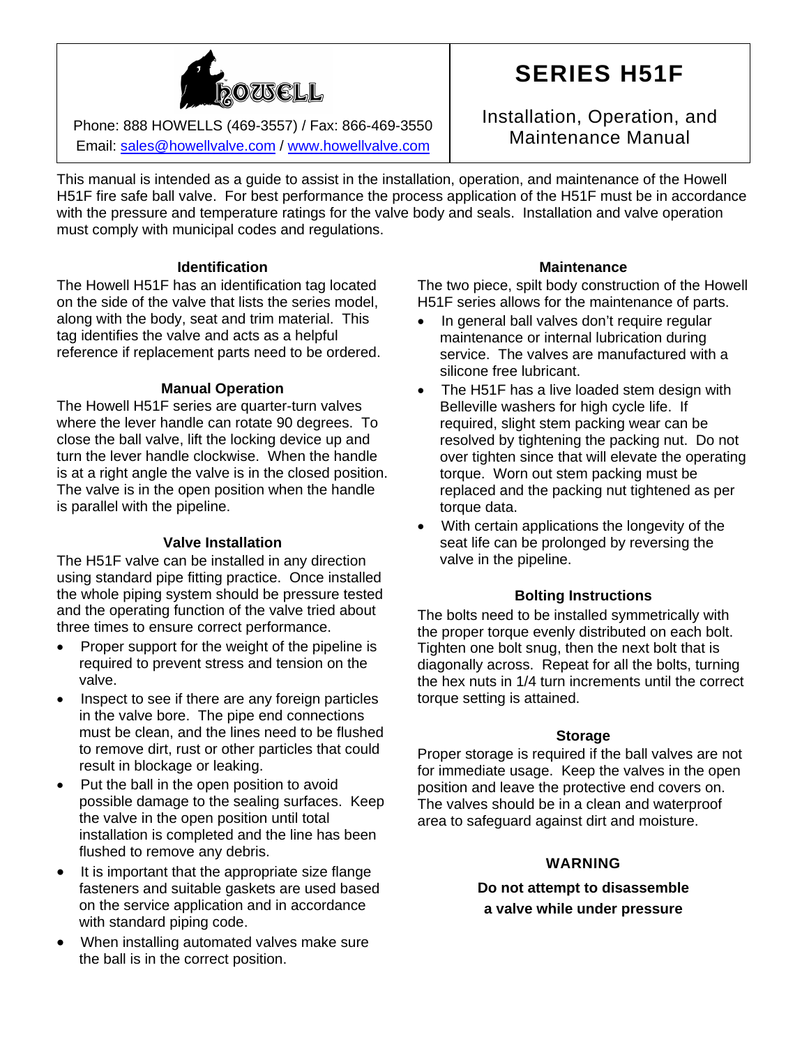HOWELL

Phone: 888 HOWELLS (469-3557) / Fax: 866-469-3550
Email: sales@howellvalve.com / www.howellvalve.com

# SERIES H51F

## Installation, Operation, and Maintenance Manual

This manual is intended as a guide to assist in the installation, operation, and maintenance of the Howell H51F fire safe ball valve. For best performance the process application of the H51F must be in accordance with the pressure and temperature ratings for the valve body and seals. Installation and valve operation must comply with municipal codes and regulations.

### Identification

The Howell H51F has an identification tag located on the side of the valve that lists the series model, along with the body, seat and trim material. This tag identifies the valve and acts as a helpful reference if replacement parts need to be ordered.

### Manual Operation

The Howell H51F series are quarter-turn valves where the lever handle can rotate 90 degrees. To close the ball valve, lift the locking device up and turn the lever handle clockwise. When the handle is at a right angle the valve is in the closed position. The valve is in the open position when the handle is parallel with the pipeline.

### Valve Installation

The H51F valve can be installed in any direction using standard pipe fitting practice. Once installed the whole piping system should be pressure tested and the operating function of the valve tried about three times to ensure correct performance.

- Proper support for the weight of the pipeline is required to prevent stress and tension on the valve.
- Inspect to see if there are any foreign particles in the valve bore. The pipe end connections must be clean, and the lines need to be flushed to remove dirt, rust or other particles that could result in blockage or leaking.
- Put the ball in the open position to avoid possible damage to the sealing surfaces. Keep the valve in the open position until total installation is completed and the line has been flushed to remove any debris.
- It is important that the appropriate size flange fasteners and suitable gaskets are used based on the service application and in accordance with standard piping code.
- When installing automated valves make sure the ball is in the correct position.

### Maintenance

The two piece, spilt body construction of the Howell H51F series allows for the maintenance of parts.

- In general ball valves don't require regular maintenance or internal lubrication during service. The valves are manufactured with a silicone free lubricant.
- The H51F has a live loaded stem design with Belleville washers for high cycle life. If required, slight stem packing wear can be resolved by tightening the packing nut. Do not over tighten since that will elevate the operating torque. Worn out stem packing must be replaced and the packing nut tightened as per torque data.
- With certain applications the longevity of the seat life can be prolonged by reversing the valve in the pipeline.

### Bolting Instructions

The bolts need to be installed symmetrically with the proper torque evenly distributed on each bolt. Tighten one bolt snug, then the next bolt that is diagonally across. Repeat for all the bolts, turning the hex nuts in 1/4 turn increments until the correct torque setting is attained.

### Storage

Proper storage is required if the ball valves are not for immediate usage. Keep the valves in the open position and leave the protective end covers on. The valves should be in a clean and waterproof area to safeguard against dirt and moisture.

### WARNING

**Do not attempt to disassemble a valve while under pressure**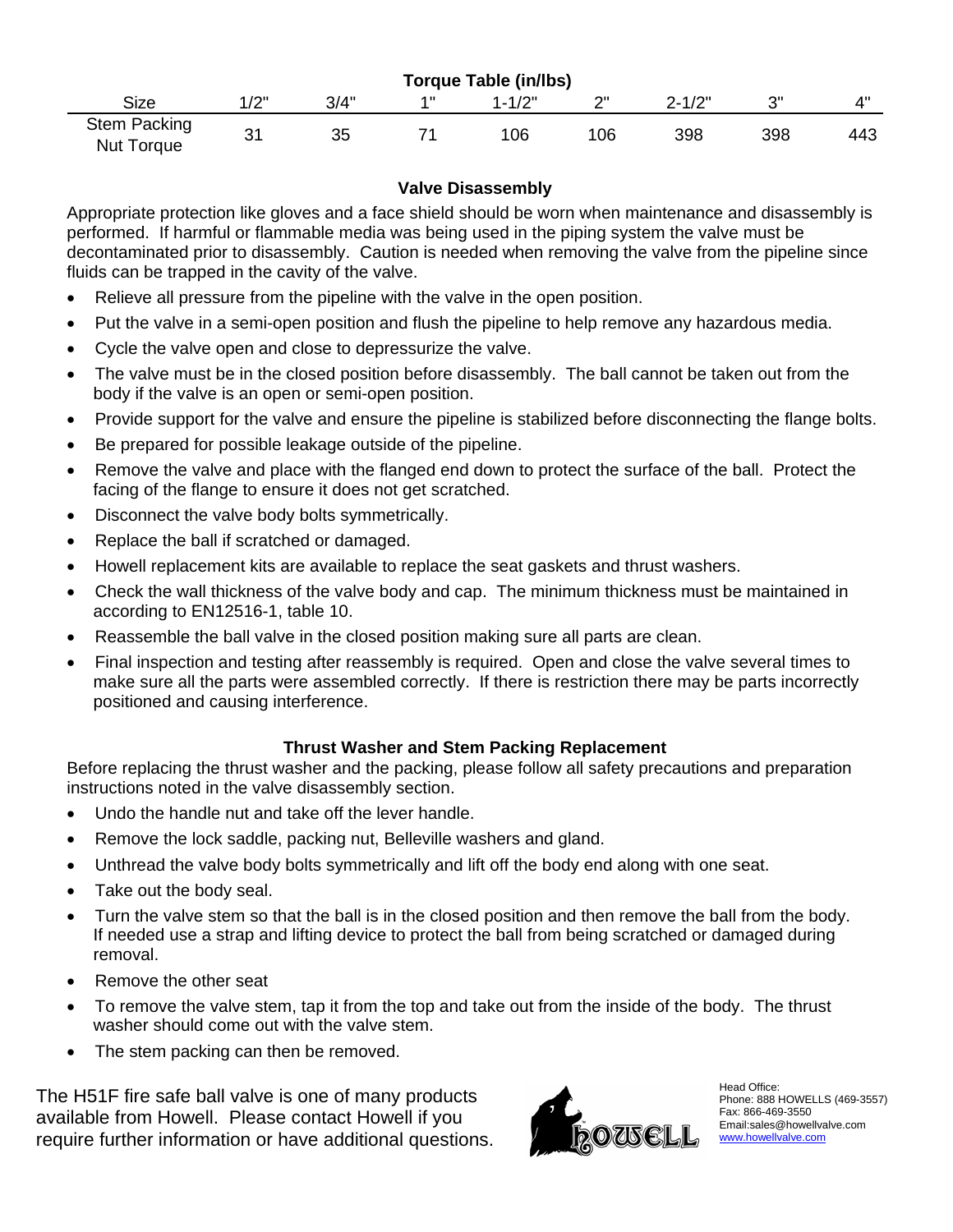**Torque Table (in/lbs)**

| Size | 1/2" | 3/4" | 1" | 1-1/2" | 2" | 2-1/2" | 3" | 4" |
|---|---|---|---|---|---|---|---|---|
| Stem Packing Nut Torque | 31 | 35 | 71 | 106 | 106 | 398 | 398 | 443 |

### Valve Disassembly

Appropriate protection like gloves and a face shield should be worn when maintenance and disassembly is performed. If harmful or flammable media was being used in the piping system the valve must be decontaminated prior to disassembly. Caution is needed when removing the valve from the pipeline since fluids can be trapped in the cavity of the valve.

- Relieve all pressure from the pipeline with the valve in the open position.
- Put the valve in a semi-open position and flush the pipeline to help remove any hazardous media.
- Cycle the valve open and close to depressurize the valve.
- The valve must be in the closed position before disassembly. The ball cannot be taken out from the body if the valve is an open or semi-open position.
- Provide support for the valve and ensure the pipeline is stabilized before disconnecting the flange bolts.
- Be prepared for possible leakage outside of the pipeline.
- Remove the valve and place with the flanged end down to protect the surface of the ball. Protect the facing of the flange to ensure it does not get scratched.
- Disconnect the valve body bolts symmetrically.
- Replace the ball if scratched or damaged.
- Howell replacement kits are available to replace the seat gaskets and thrust washers.
- Check the wall thickness of the valve body and cap. The minimum thickness must be maintained in according to EN12516-1, table 10.
- Reassemble the ball valve in the closed position making sure all parts are clean.
- Final inspection and testing after reassembly is required. Open and close the valve several times to make sure all the parts were assembled correctly. If there is restriction there may be parts incorrectly positioned and causing interference.

### Thrust Washer and Stem Packing Replacement

Before replacing the thrust washer and the packing, please follow all safety precautions and preparation instructions noted in the valve disassembly section.

- Undo the handle nut and take off the lever handle.
- Remove the lock saddle, packing nut, Belleville washers and gland.
- Unthread the valve body bolts symmetrically and lift off the body end along with one seat.
- Take out the body seal.
- Turn the valve stem so that the ball is in the closed position and then remove the ball from the body. If needed use a strap and lifting device to protect the ball from being scratched or damaged during removal.
- Remove the other seat
- To remove the valve stem, tap it from the top and take out from the inside of the body. The thrust washer should come out with the valve stem.
- The stem packing can then be removed.

The H51F fire safe ball valve is one of many products available from Howell. Please contact Howell if you require further information or have additional questions.

Head Office:
Phone: 888 HOWELLS (469-3557)
Fax: 866-469-3550
Email:sales@howellvalve.com
www.howellvalve.com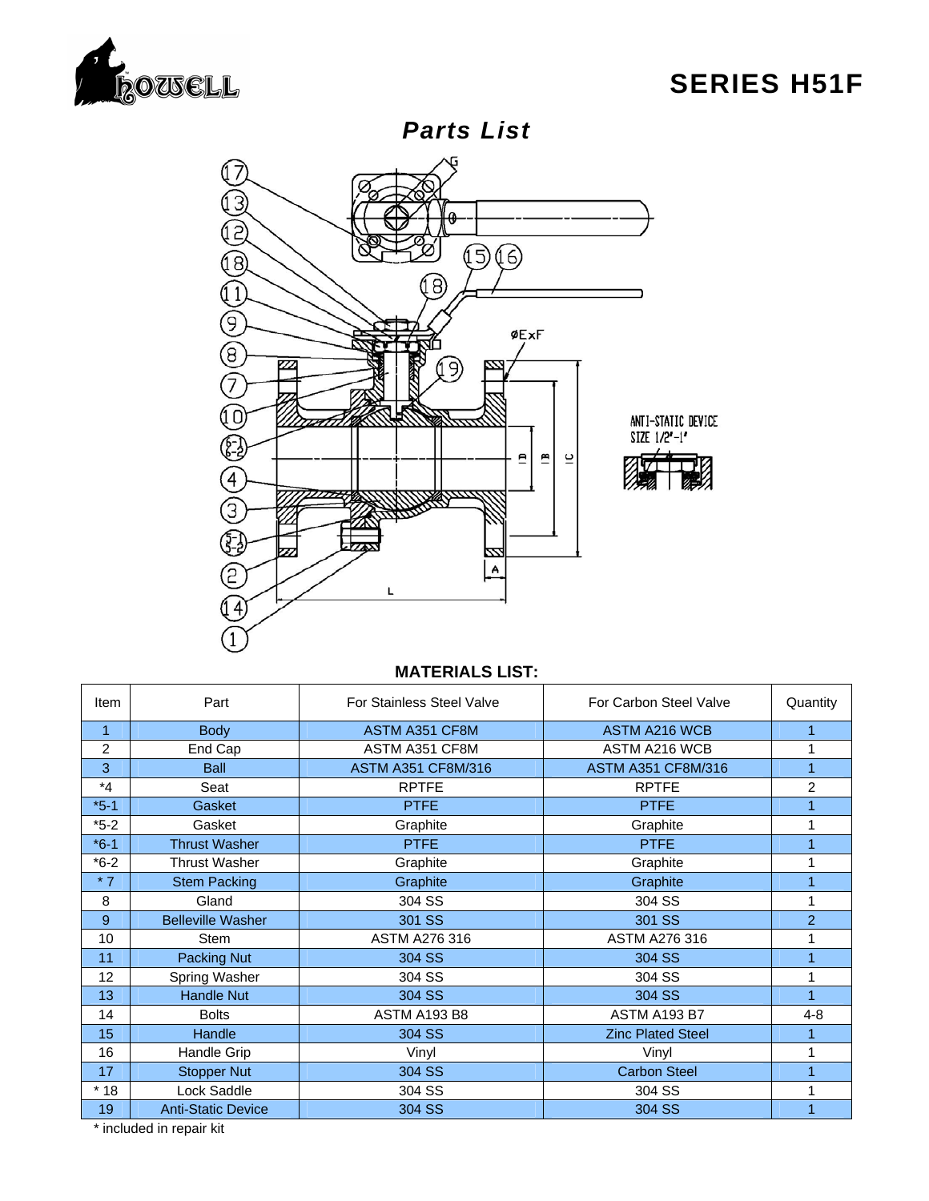# SERIES H51F

## *Parts List*

### MATERIALS LIST:

| Item | Part | For Stainless Steel Valve | For Carbon Steel Valve | Quantity |
|---|---|---|---|---|
| 1 | Body | ASTM A351 CF8M | ASTM A216 WCB | 1 |
| 2 | End Cap | ASTM A351 CF8M | ASTM A216 WCB | 1 |
| 3 | Ball | ASTM A351 CF8M/316 | ASTM A351 CF8M/316 | 1 |
| *4 | Seat | RPTFE | RPTFE | 2 |
| *5-1 | Gasket | PTFE | PTFE | 1 |
| *5-2 | Gasket | Graphite | Graphite | 1 |
| *6-1 | Thrust Washer | PTFE | PTFE | 1 |
| *6-2 | Thrust Washer | Graphite | Graphite | 1 |
| * 7 | Stem Packing | Graphite | Graphite | 1 |
| 8 | Gland | 304 SS | 304 SS | 1 |
| 9 | Belleville Washer | 301 SS | 301 SS | 2 |
| 10 | Stem | ASTM A276 316 | ASTM A276 316 | 1 |
| 11 | Packing Nut | 304 SS | 304 SS | 1 |
| 12 | Spring Washer | 304 SS | 304 SS | 1 |
| 13 | Handle Nut | 304 SS | 304 SS | 1 |
| 14 | Bolts | ASTM A193 B8 | ASTM A193 B7 | 4-8 |
| 15 | Handle | 304 SS | Zinc Plated Steel | 1 |
| 16 | Handle Grip | Vinyl | Vinyl | 1 |
| 17 | Stopper Nut | 304 SS | Carbon Steel | 1 |
| * 18 | Lock Saddle | 304 SS | 304 SS | 1 |
| 19 | Anti-Static Device | 304 SS | 304 SS | 1 |

* included in repair kit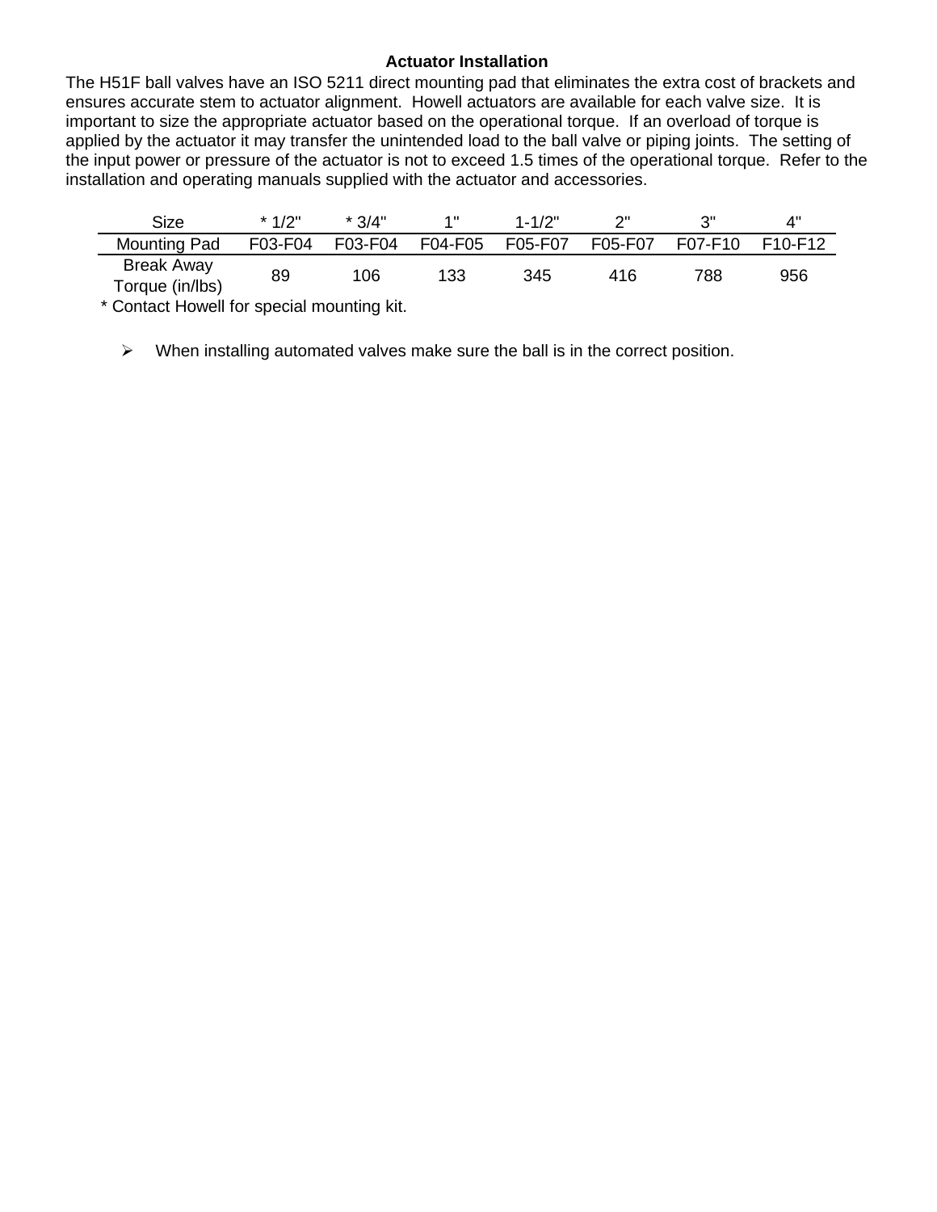### Actuator Installation

The H51F ball valves have an ISO 5211 direct mounting pad that eliminates the extra cost of brackets and ensures accurate stem to actuator alignment. Howell actuators are available for each valve size. It is important to size the appropriate actuator based on the operational torque. If an overload of torque is applied by the actuator it may transfer the unintended load to the ball valve or piping joints. The setting of the input power or pressure of the actuator is not to exceed 1.5 times of the operational torque. Refer to the installation and operating manuals supplied with the actuator and accessories.

| Size | * 1/2" | * 3/4" | 1" | 1-1/2" | 2" | 3" | 4" |
|---|---|---|---|---|---|---|---|
| Mounting Pad | F03-F04 | F03-F04 | F04-F05 | F05-F07 | F05-F07 | F07-F10 | F10-F12 |
| Break Away Torque (in/lbs) | 89 | 106 | 133 | 345 | 416 | 788 | 956 |

* Contact Howell for special mounting kit.

- When installing automated valves make sure the ball is in the correct position.